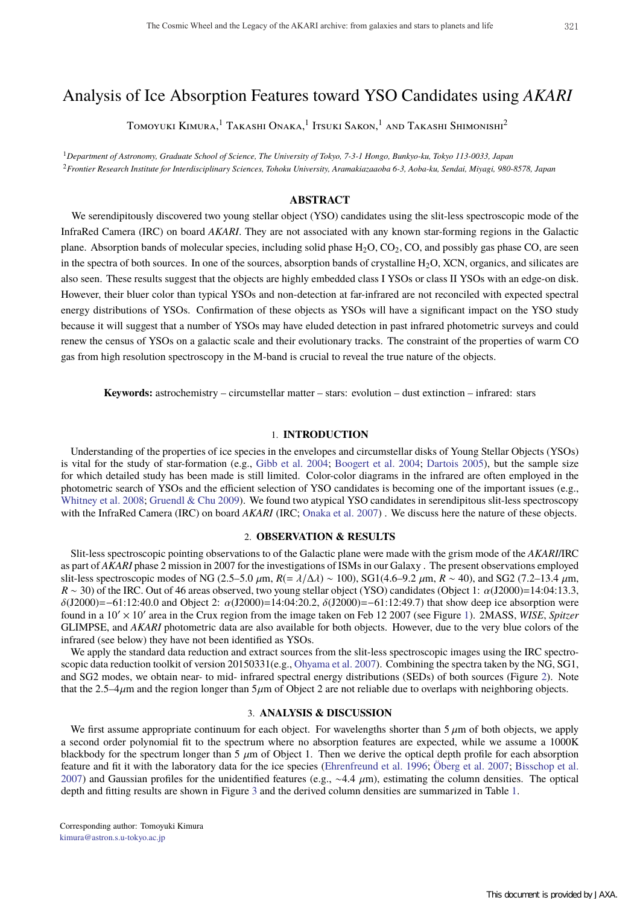# Analysis of Ice Absorption Features toward YSO Candidates using *AKARI*

Tomoyuki Kimura,[1] Takashi Onaka,[1] Itsuki Sakon,[1] and Takashi Shimonishi[2]

[1]*Department of Astronomy, Graduate School of Science, The University of Tokyo, 7-3-1 Hongo, Bunkyo-ku, Tokyo 113-0033, Japan*
[2]*Frontier Research Institute for Interdisciplinary Sciences, Tohoku University, Aramakiazaaoba 6-3, Aoba-ku, Sendai, Miyagi, 980-8578, Japan*

## ABSTRACT

We serendipitously discovered two young stellar object (YSO) candidates using the slit-less spectroscopic mode of the InfraRed Camera (IRC) on board *AKARI*. They are not associated with any known star-forming regions in the Galactic plane. Absorption bands of molecular species, including solid phase $H_2O$, $CO_2$, CO, and possibly gas phase CO, are seen in the spectra of both sources. In one of the sources, absorption bands of crystalline $H_2O$, XCN, organics, and silicates are also seen. These results suggest that the objects are highly embedded class I YSOs or class II YSOs with an edge-on disk. However, their bluer color than typical YSOs and non-detection at far-infrared are not reconciled with expected spectral energy distributions of YSOs. Confirmation of these objects as YSOs will have a significant impact on the YSO study because it will suggest that a number of YSOs may have eluded detection in past infrared photometric surveys and could renew the census of YSOs on a galactic scale and their evolutionary tracks. The constraint of the properties of warm CO gas from high resolution spectroscopy in the M-band is crucial to reveal the true nature of the objects.

**Keywords:** astrochemistry – circumstellar matter – stars: evolution – dust extinction – infrared: stars

## 1. INTRODUCTION

Understanding of the properties of ice species in the envelopes and circumstellar disks of Young Stellar Objects (YSOs) is vital for the study of star-formation (e.g., Gibb et al. 2004; Boogert et al. 2004; Dartois 2005), but the sample size for which detailed study has been made is still limited. Color-color diagrams in the infrared are often employed in the photometric search of YSOs and the efficient selection of YSO candidates is becoming one of the important issues (e.g., Whitney et al. 2008; Gruendl & Chu 2009). We found two atypical YSO candidates in serendipitous slit-less spectroscopy with the InfraRed Camera (IRC) on board *AKARI* (IRC; Onaka et al. 2007) . We discuss here the nature of these objects.

## 2. OBSERVATION & RESULTS

Slit-less spectroscopic pointing observations to of the Galactic plane were made with the grism mode of the *AKARI*/IRC as part of *AKARI* phase 2 mission in 2007 for the investigations of ISMs in our Galaxy . The present observations employed slit-less spectroscopic modes of NG (2.5–5.0 $\mu$m, $R(= \lambda/\Delta\lambda) \sim 100$), SG1(4.6–9.2 $\mu$m, $R \sim 40$), and SG2 (7.2–13.4 $\mu$m, $R \sim 30$) of the IRC. Out of 46 areas observed, two young stellar object (YSO) candidates (Object 1: $\alpha$(J2000)=14:04:13.3, $\delta$(J2000)=−61:12:40.0 and Object 2: $\alpha$(J2000)=14:04:20.2, $\delta$(J2000)=−61:12:49.7) that show deep ice absorption were found in a $10' \times 10'$ area in the Crux region from the image taken on Feb 12 2007 (see Figure 1). 2MASS, *WISE*, *Spitzer* GLIMPSE, and *AKARI* photometric data are also available for both objects. However, due to the very blue colors of the infrared (see below) they have not been identified as YSOs.

We apply the standard data reduction and extract sources from the slit-less spectroscopic images using the IRC spectroscopic data reduction toolkit of version 20150331(e.g., Ohyama et al. 2007). Combining the spectra taken by the NG, SG1, and SG2 modes, we obtain near- to mid- infrared spectral energy distributions (SEDs) of both sources (Figure 2). Note that the 2.5–4$\mu$m and the region longer than 5$\mu$m of Object 2 are not reliable due to overlaps with neighboring objects.

## 3. ANALYSIS & DISCUSSION

We first assume appropriate continuum for each object. For wavelengths shorter than 5 $\mu$m of both objects, we apply a second order polynomial fit to the spectrum where no absorption features are expected, while we assume a 1000K blackbody for the spectrum longer than 5 $\mu$m of Object 1. Then we derive the optical depth profile for each absorption feature and fit it with the laboratory data for the ice species (Ehrenfreund et al. 1996; Öberg et al. 2007; Bisschop et al. 2007) and Gaussian profiles for the unidentified features (e.g., ~4.4 $\mu$m), estimating the column densities. The optical depth and fitting results are shown in Figure 3 and the derived column densities are summarized in Table 1.

Corresponding author: Tomoyuki Kimura
kimura@astron.s.u-tokyo.ac.jp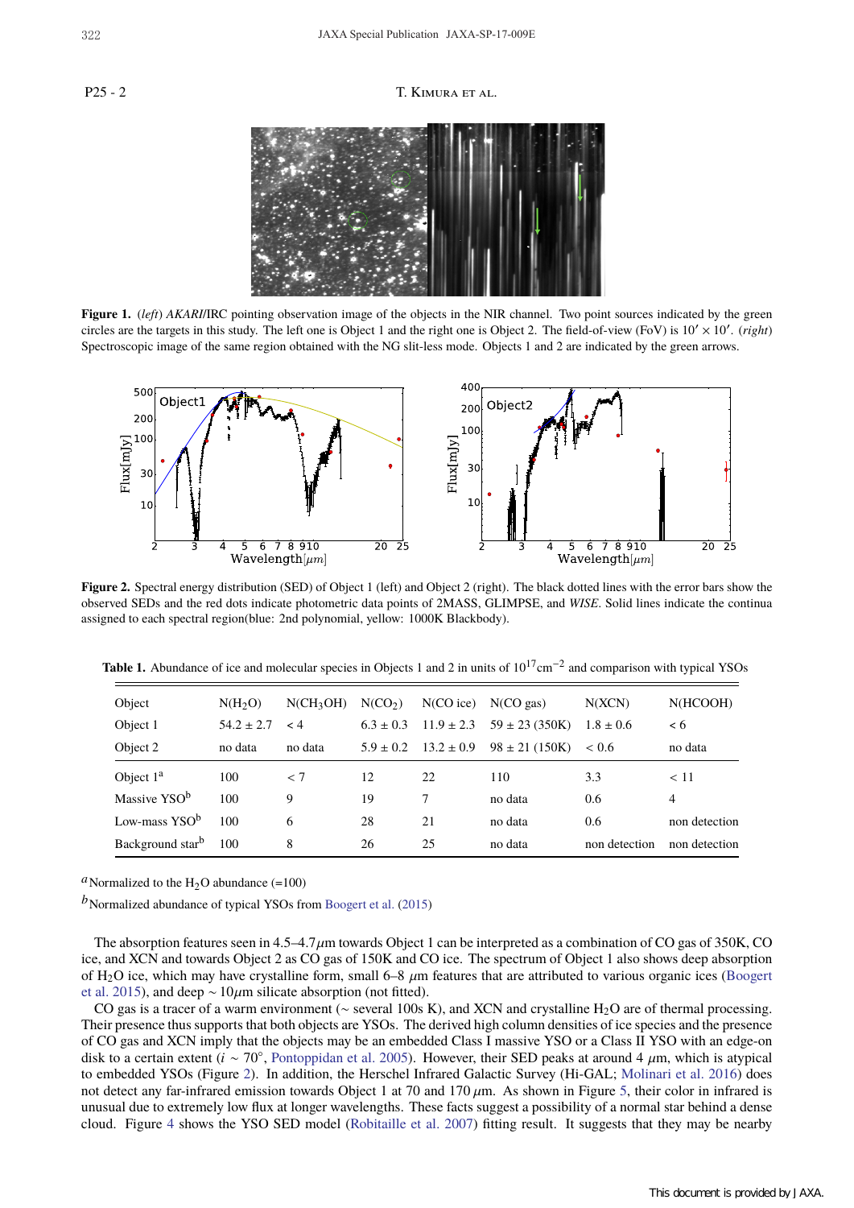**Figure 1.** (*left*) *AKARI*/IRC pointing observation image of the objects in the NIR channel. Two point sources indicated by the green circles are the targets in this study. The left one is Object 1 and the right one is Object 2. The field-of-view (FoV) is $10' \times 10'$. (*right*) Spectroscopic image of the same region obtained with the NG slit-less mode. Objects 1 and 2 are indicated by the green arrows.

**Figure 2.** Spectral energy distribution (SED) of Object 1 (left) and Object 2 (right). The black dotted lines with the error bars show the observed SEDs and the red dots indicate photometric data points of 2MASS, GLIMPSE, and *WISE*. Solid lines indicate the continua assigned to each spectral region(blue: 2nd polynomial, yellow: 1000K Blackbody).

**Table 1.** Abundance of ice and molecular species in Objects 1 and 2 in units of $10^{17}$cm$^{-2}$ and comparison with typical YSOs

| Object | N($H_2O$) | N($CH_3OH$) | N($CO_2$) | N(CO ice) | N(CO gas) | N(XCN) | N(HCOOH) |
|---|---|---|---|---|---|---|---|
| Object 1 | 54.2 ± 2.7 | < 4 | 6.3 ± 0.3 | 11.9 ± 2.3 | 59 ± 23 (350K) | 1.8 ± 0.6 | < 6 |
| Object 2 | no data | no data | 5.9 ± 0.2 | 13.2 ± 0.9 | 98 ± 21 (150K) | < 0.6 | no data |
| Object 1[a] | 100 | < 7 | 12 | 22 | 110 | 3.3 | < 11 |
| Massive YSO[b] | 100 | 9 | 19 | 7 | no data | 0.6 | 4 |
| Low-mass YSO[b] | 100 | 6 | 28 | 21 | no data | 0.6 | non detection |
| Background star[b] | 100 | 8 | 26 | 25 | no data | non detection | non detection |

[a] Normalized to the $H_2O$ abundance (=100)

[b] Normalized abundance of typical YSOs from Boogert et al. (2015)

The absorption features seen in 4.5–4.7$\mu$m towards Object 1 can be interpreted as a combination of CO gas of 350K, CO ice, and XCN and towards Object 2 as CO gas of 150K and CO ice. The spectrum of Object 1 also shows deep absorption of $H_2O$ ice, which may have crystalline form, small 6–8 $\mu$m features that are attributed to various organic ices (Boogert et al. 2015), and deep ~ 10$\mu$m silicate absorption (not fitted).

CO gas is a tracer of a warm environment (~ several 100s K), and XCN and crystalline $H_2O$ are of thermal processing. Their presence thus supports that both objects are YSOs. The derived high column densities of ice species and the presence of CO gas and XCN imply that the objects may be an embedded Class I massive YSO or a Class II YSO with an edge-on disk to a certain extent ($i$ ~ 70°, Pontoppidan et al. 2005). However, their SED peaks at around 4 $\mu$m, which is atypical to embedded YSOs (Figure 2). In addition, the Herschel Infrared Galactic Survey (Hi-GAL; Molinari et al. 2016) does not detect any far-infrared emission towards Object 1 at 70 and 170 $\mu$m. As shown in Figure 5, their color in infrared is unusual due to extremely low flux at longer wavelengths. These facts suggest a possibility of a normal star behind a dense cloud. Figure 4 shows the YSO SED model (Robitaille et al. 2007) fitting result. It suggests that they may be nearby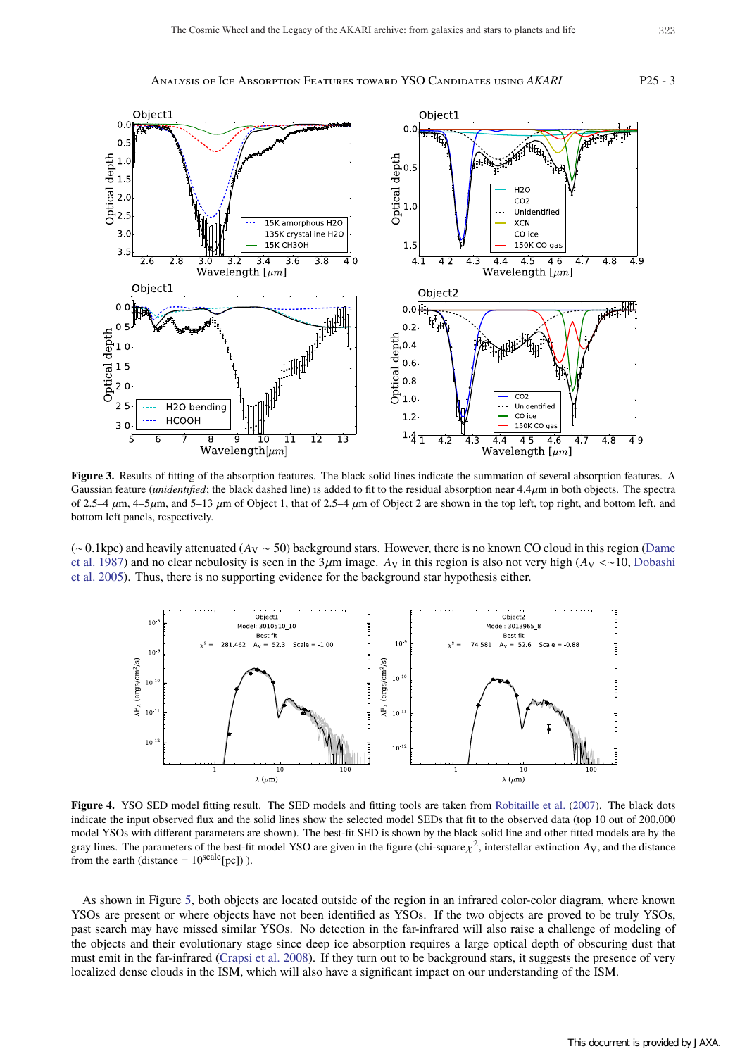**Figure 3.** Results of fitting of the absorption features. The black solid lines indicate the summation of several absorption features. A Gaussian feature (*unidentified*; the black dashed line) is added to fit to the residual absorption near 4.4$\mu$m in both objects. The spectra of 2.5–4 $\mu$m, 4–5$\mu$m, and 5–13 $\mu$m of Object 1, that of 2.5–4 $\mu$m of Object 2 are shown in the top left, top right, and bottom left, and bottom left panels, respectively.

($\sim$ 0.1kpc) and heavily attenuated ($A_V \sim 50$) background stars. However, there is no known CO cloud in this region (Dame et al. 1987) and no clear nebulosity is seen in the 3$\mu$m image. $A_V$ in this region is also not very high ($A_V$ <$\sim$10, Dobashi et al. 2005). Thus, there is no supporting evidence for the background star hypothesis either.

**Figure 4.** YSO SED model fitting result. The SED models and fitting tools are taken from Robitaille et al. (2007). The black dots indicate the input observed flux and the solid lines show the selected model SEDs that fit to the observed data (top 10 out of 200,000 model YSOs with different parameters are shown). The best-fit SED is shown by the black solid line and other fitted models are by the gray lines. The parameters of the best-fit model YSO are given in the figure (chi-square$\chi^2$, interstellar extinction $A_V$, and the distance from the earth (distance = $10^{\text{scale}}$[pc]) ).

As shown in Figure 5, both objects are located outside of the region in an infrared color-color diagram, where known YSOs are present or where objects have not been identified as YSOs. If the two objects are proved to be truly YSOs, past search may have missed similar YSOs. No detection in the far-infrared will also raise a challenge of modeling of the objects and their evolutionary stage since deep ice absorption requires a large optical depth of obscuring dust that must emit in the far-infrared (Crapsi et al. 2008). If they turn out to be background stars, it suggests the presence of very localized dense clouds in the ISM, which will also have a significant impact on our understanding of the ISM.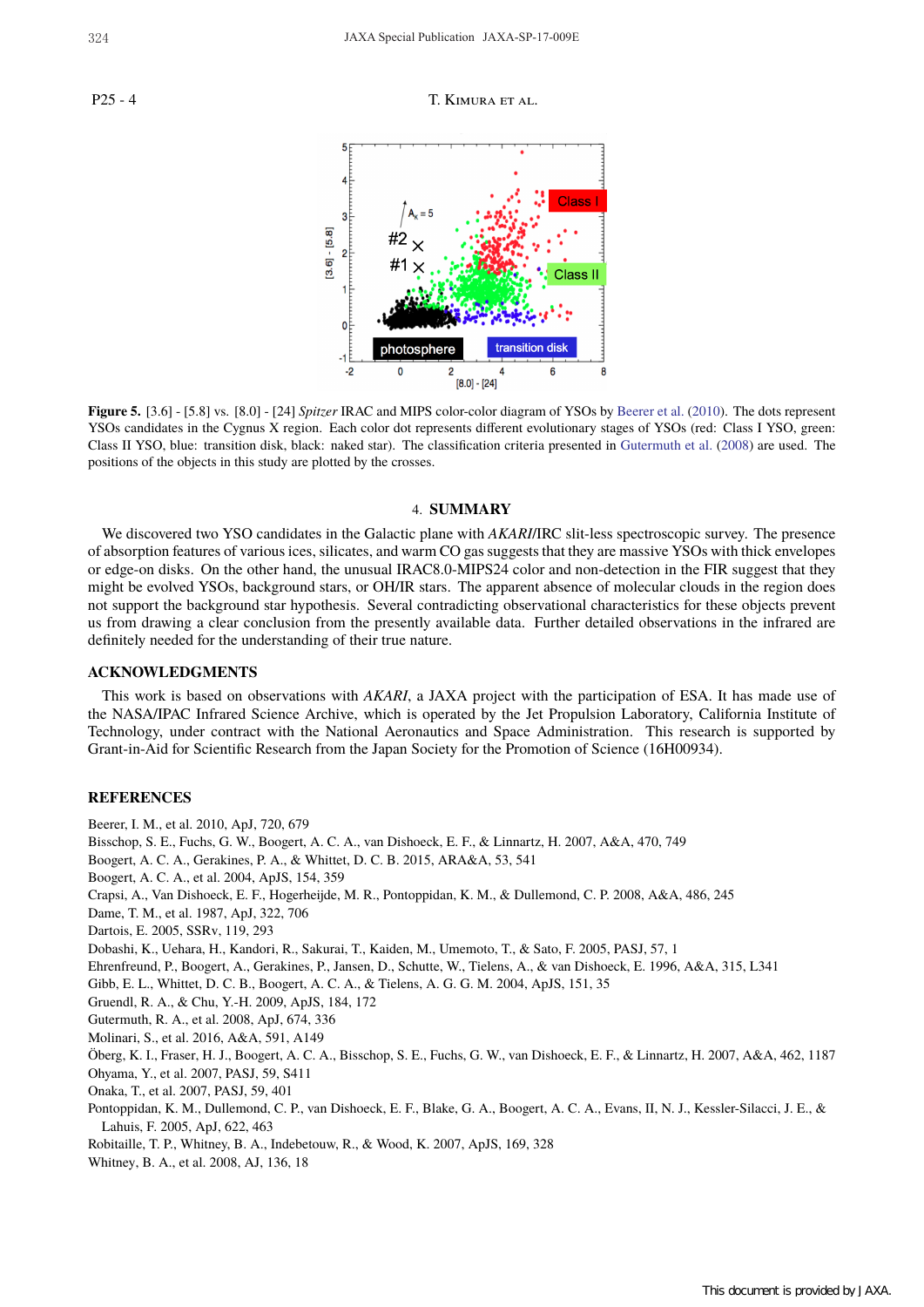[3.6] - [5.8]

5
4
3
2
1
0
-1

-2
0
2
4
6
8

[8.0] - [24]

$A_K = 5$

#2

#1

Class I

Class II

photosphere

transition disk

**Figure 5.** [3.6] - [5.8] vs. [8.0] - [24] *Spitzer* IRAC and MIPS color-color diagram of YSOs by Beerer et al. (2010). The dots represent YSOs candidates in the Cygnus X region. Each color dot represents different evolutionary stages of YSOs (red: Class I YSO, green: Class II YSO, blue: transition disk, black: naked star). The classification criteria presented in Gutermuth et al. (2008) are used. The positions of the objects in this study are plotted by the crosses.

## 4. SUMMARY

We discovered two YSO candidates in the Galactic plane with *AKARI*/IRC slit-less spectroscopic survey. The presence of absorption features of various ices, silicates, and warm CO gas suggests that they are massive YSOs with thick envelopes or edge-on disks. On the other hand, the unusual IRAC8.0-MIPS24 color and non-detection in the FIR suggest that they might be evolved YSOs, background stars, or OH/IR stars. The apparent absence of molecular clouds in the region does not support the background star hypothesis. Several contradicting observational characteristics for these objects prevent us from drawing a clear conclusion from the presently available data. Further detailed observations in the infrared are definitely needed for the understanding of their true nature.

## ACKNOWLEDGMENTS

This work is based on observations with *AKARI*, a JAXA project with the participation of ESA. It has made use of the NASA/IPAC Infrared Science Archive, which is operated by the Jet Propulsion Laboratory, California Institute of Technology, under contract with the National Aeronautics and Space Administration. This research is supported by Grant-in-Aid for Scientific Research from the Japan Society for the Promotion of Science (16H00934).

## REFERENCES

Beerer, I. M., et al. 2010, ApJ, 720, 679

Bisschop, S. E., Fuchs, G. W., Boogert, A. C. A., van Dishoeck, E. F., & Linnartz, H. 2007, A&A, 470, 749

Boogert, A. C. A., Gerakines, P. A., & Whittet, D. C. B. 2015, ARA&A, 53, 541

Boogert, A. C. A., et al. 2004, ApJS, 154, 359

Crapsi, A., Van Dishoeck, E. F., Hogerheijde, M. R., Pontoppidan, K. M., & Dullemond, C. P. 2008, A&A, 486, 245

Dame, T. M., et al. 1987, ApJ, 322, 706

Dartois, E. 2005, SSRv, 119, 293

Dobashi, K., Uehara, H., Kandori, R., Sakurai, T., Kaiden, M., Umemoto, T., & Sato, F. 2005, PASJ, 57, 1

Ehrenfreund, P., Boogert, A., Gerakines, P., Jansen, D., Schutte, W., Tielens, A., & van Dishoeck, E. 1996, A&A, 315, L341

Gibb, E. L., Whittet, D. C. B., Boogert, A. C. A., & Tielens, A. G. G. M. 2004, ApJS, 151, 35

Gruendl, R. A., & Chu, Y.-H. 2009, ApJS, 184, 172

Gutermuth, R. A., et al. 2008, ApJ, 674, 336

Molinari, S., et al. 2016, A&A, 591, A149

Öberg, K. I., Fraser, H. J., Boogert, A. C. A., Bisschop, S. E., Fuchs, G. W., van Dishoeck, E. F., & Linnartz, H. 2007, A&A, 462, 1187

Ohyama, Y., et al. 2007, PASJ, 59, S411

Onaka, T., et al. 2007, PASJ, 59, 401

Pontoppidan, K. M., Dullemond, C. P., van Dishoeck, E. F., Blake, G. A., Boogert, A. C. A., Evans, II, N. J., Kessler-Silacci, J. E., & Lahuis, F. 2005, ApJ, 622, 463

Robitaille, T. P., Whitney, B. A., Indebetouw, R., & Wood, K. 2007, ApJS, 169, 328

Whitney, B. A., et al. 2008, AJ, 136, 18